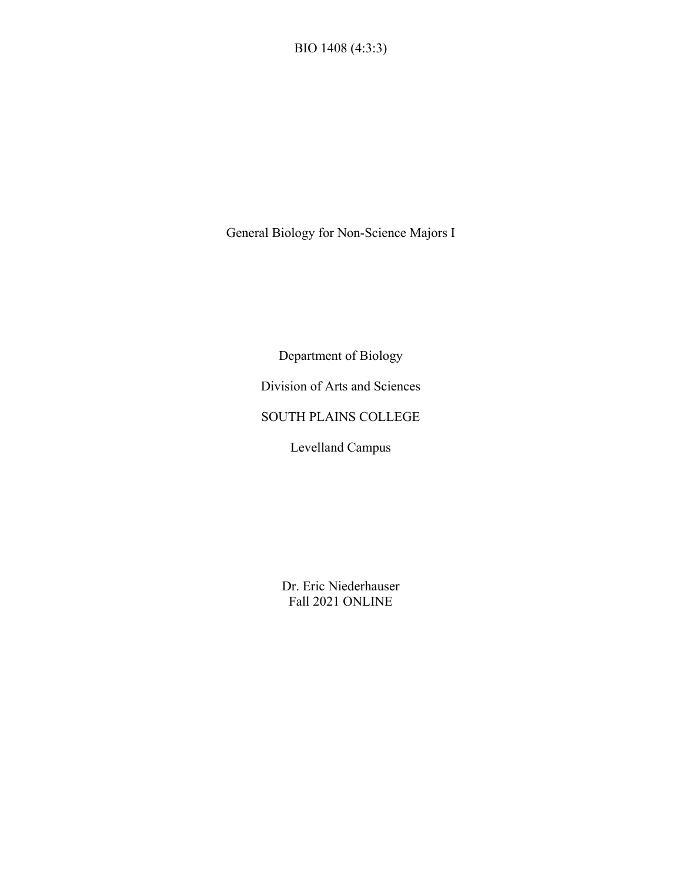BIO 1408 (4:3:3)

General Biology for Non-Science Majors I

Department of Biology

Division of Arts and Sciences

SOUTH PLAINS COLLEGE

Levelland Campus

Dr. Eric Niederhauser
Fall 2021 ONLINE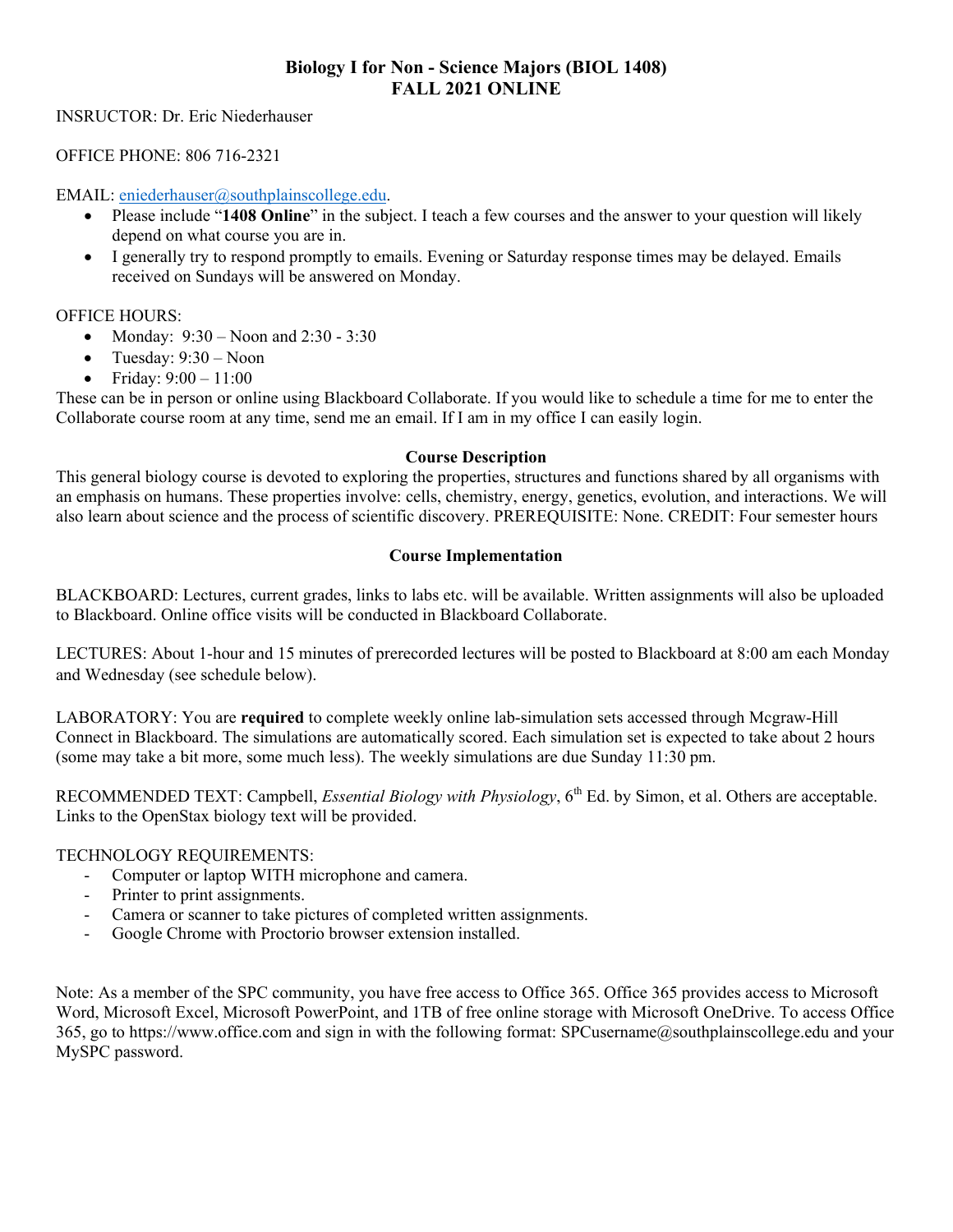# Biology I for Non - Science Majors (BIOL 1408)
# FALL 2021 ONLINE

INSRUCTOR: Dr. Eric Niederhauser

OFFICE PHONE: 806 716-2321

EMAIL: eniederhauser@southplainscollege.edu.

- Please include "**1408 Online**" in the subject. I teach a few courses and the answer to your question will likely depend on what course you are in.
- I generally try to respond promptly to emails. Evening or Saturday response times may be delayed. Emails received on Sundays will be answered on Monday.

OFFICE HOURS:

- Monday: 9:30 – Noon and 2:30 - 3:30
- Tuesday: 9:30 – Noon
- Friday: 9:00 – 11:00

These can be in person or online using Blackboard Collaborate. If you would like to schedule a time for me to enter the Collaborate course room at any time, send me an email. If I am in my office I can easily login.

## Course Description

This general biology course is devoted to exploring the properties, structures and functions shared by all organisms with an emphasis on humans. These properties involve: cells, chemistry, energy, genetics, evolution, and interactions. We will also learn about science and the process of scientific discovery. PREREQUISITE: None. CREDIT: Four semester hours

## Course Implementation

BLACKBOARD: Lectures, current grades, links to labs etc. will be available. Written assignments will also be uploaded to Blackboard. Online office visits will be conducted in Blackboard Collaborate.

LECTURES: About 1-hour and 15 minutes of prerecorded lectures will be posted to Blackboard at 8:00 am each Monday and Wednesday (see schedule below).

LABORATORY: You are **required** to complete weekly online lab-simulation sets accessed through Mcgraw-Hill Connect in Blackboard. The simulations are automatically scored. Each simulation set is expected to take about 2 hours (some may take a bit more, some much less). The weekly simulations are due Sunday 11:30 pm.

RECOMMENDED TEXT: Campbell, *Essential Biology with Physiology*, 6th Ed. by Simon, et al. Others are acceptable. Links to the OpenStax biology text will be provided.

TECHNOLOGY REQUIREMENTS:

- Computer or laptop WITH microphone and camera.
- Printer to print assignments.
- Camera or scanner to take pictures of completed written assignments.
- Google Chrome with Proctorio browser extension installed.

Note: As a member of the SPC community, you have free access to Office 365. Office 365 provides access to Microsoft Word, Microsoft Excel, Microsoft PowerPoint, and 1TB of free online storage with Microsoft OneDrive. To access Office 365, go to https://www.office.com and sign in with the following format: SPCusername@southplainscollege.edu and your MySPC password.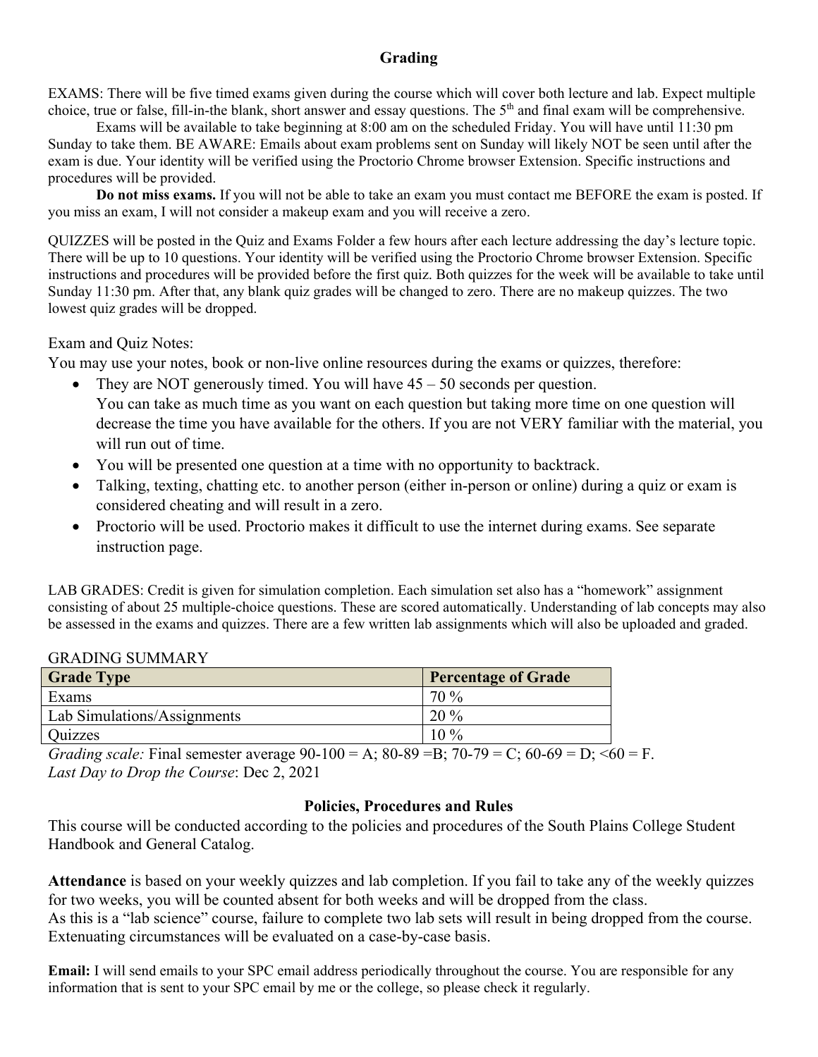## Grading

EXAMS: There will be five timed exams given during the course which will cover both lecture and lab. Expect multiple choice, true or false, fill-in-the blank, short answer and essay questions. The 5th and final exam will be comprehensive.

Exams will be available to take beginning at 8:00 am on the scheduled Friday. You will have until 11:30 pm Sunday to take them. BE AWARE: Emails about exam problems sent on Sunday will likely NOT be seen until after the exam is due. Your identity will be verified using the Proctorio Chrome browser Extension. Specific instructions and procedures will be provided.

**Do not miss exams.** If you will not be able to take an exam you must contact me BEFORE the exam is posted. If you miss an exam, I will not consider a makeup exam and you will receive a zero.

QUIZZES will be posted in the Quiz and Exams Folder a few hours after each lecture addressing the day's lecture topic. There will be up to 10 questions. Your identity will be verified using the Proctorio Chrome browser Extension. Specific instructions and procedures will be provided before the first quiz. Both quizzes for the week will be available to take until Sunday 11:30 pm. After that, any blank quiz grades will be changed to zero. There are no makeup quizzes. The two lowest quiz grades will be dropped.

Exam and Quiz Notes:

You may use your notes, book or non-live online resources during the exams or quizzes, therefore:

- They are NOT generously timed. You will have 45 – 50 seconds per question.
  You can take as much time as you want on each question but taking more time on one question will decrease the time you have available for the others. If you are not VERY familiar with the material, you will run out of time.
- You will be presented one question at a time with no opportunity to backtrack.
- Talking, texting, chatting etc. to another person (either in-person or online) during a quiz or exam is considered cheating and will result in a zero.
- Proctorio will be used. Proctorio makes it difficult to use the internet during exams. See separate instruction page.

LAB GRADES: Credit is given for simulation completion. Each simulation set also has a "homework" assignment consisting of about 25 multiple-choice questions. These are scored automatically. Understanding of lab concepts may also be assessed in the exams and quizzes. There are a few written lab assignments which will also be uploaded and graded.

GRADING SUMMARY

| Grade Type | Percentage of Grade |
|---|---|
| Exams | 70 % |
| Lab Simulations/Assignments | 20 % |
| Quizzes | 10 % |

*Grading scale:* Final semester average 90-100 = A; 80-89 =B; 70-79 = C; 60-69 = D; <60 = F.
*Last Day to Drop the Course*: Dec 2, 2021

## Policies, Procedures and Rules

This course will be conducted according to the policies and procedures of the South Plains College Student Handbook and General Catalog.

**Attendance** is based on your weekly quizzes and lab completion. If you fail to take any of the weekly quizzes for two weeks, you will be counted absent for both weeks and will be dropped from the class.
As this is a "lab science" course, failure to complete two lab sets will result in being dropped from the course. Extenuating circumstances will be evaluated on a case-by-case basis.

**Email:** I will send emails to your SPC email address periodically throughout the course. You are responsible for any information that is sent to your SPC email by me or the college, so please check it regularly.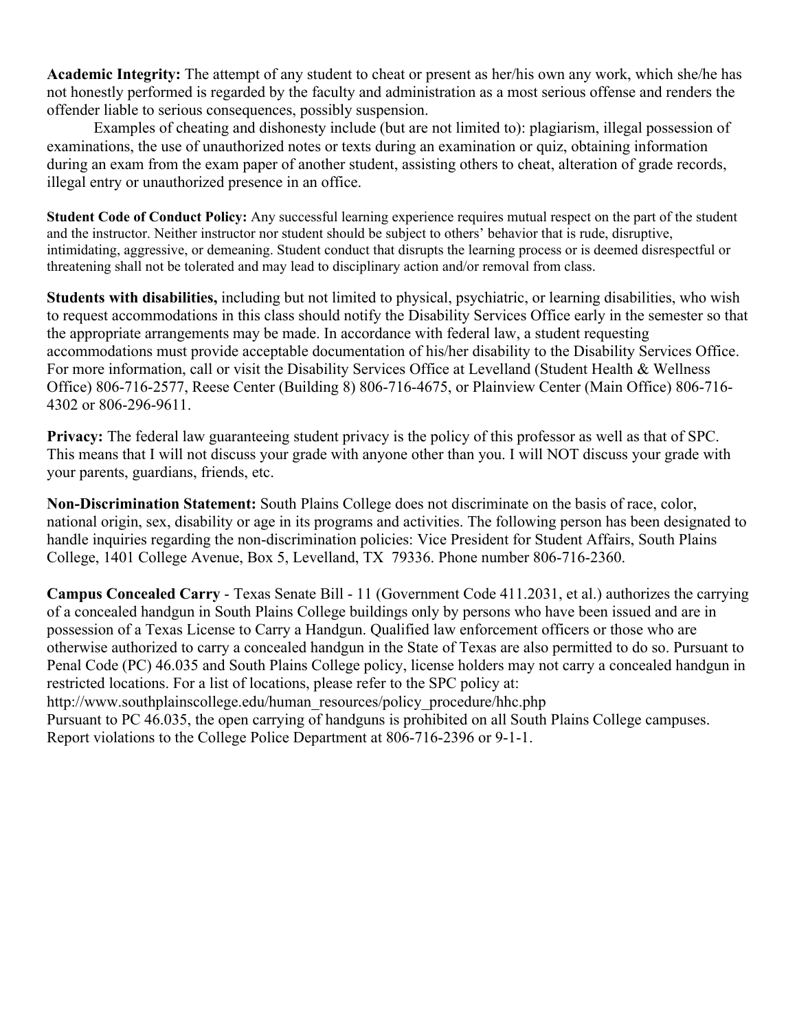**Academic Integrity:** The attempt of any student to cheat or present as her/his own any work, which she/he has not honestly performed is regarded by the faculty and administration as a most serious offense and renders the offender liable to serious consequences, possibly suspension.

Examples of cheating and dishonesty include (but are not limited to): plagiarism, illegal possession of examinations, the use of unauthorized notes or texts during an examination or quiz, obtaining information during an exam from the exam paper of another student, assisting others to cheat, alteration of grade records, illegal entry or unauthorized presence in an office.

**Student Code of Conduct Policy:** Any successful learning experience requires mutual respect on the part of the student and the instructor. Neither instructor nor student should be subject to others' behavior that is rude, disruptive, intimidating, aggressive, or demeaning. Student conduct that disrupts the learning process or is deemed disrespectful or threatening shall not be tolerated and may lead to disciplinary action and/or removal from class.

**Students with disabilities,** including but not limited to physical, psychiatric, or learning disabilities, who wish to request accommodations in this class should notify the Disability Services Office early in the semester so that the appropriate arrangements may be made. In accordance with federal law, a student requesting accommodations must provide acceptable documentation of his/her disability to the Disability Services Office. For more information, call or visit the Disability Services Office at Levelland (Student Health & Wellness Office) 806-716-2577, Reese Center (Building 8) 806-716-4675, or Plainview Center (Main Office) 806-716-4302 or 806-296-9611.

**Privacy:** The federal law guaranteeing student privacy is the policy of this professor as well as that of SPC. This means that I will not discuss your grade with anyone other than you. I will NOT discuss your grade with your parents, guardians, friends, etc.

**Non-Discrimination Statement:** South Plains College does not discriminate on the basis of race, color, national origin, sex, disability or age in its programs and activities. The following person has been designated to handle inquiries regarding the non-discrimination policies: Vice President for Student Affairs, South Plains College, 1401 College Avenue, Box 5, Levelland, TX 79336. Phone number 806-716-2360.

**Campus Concealed Carry** - Texas Senate Bill - 11 (Government Code 411.2031, et al.) authorizes the carrying of a concealed handgun in South Plains College buildings only by persons who have been issued and are in possession of a Texas License to Carry a Handgun. Qualified law enforcement officers or those who are otherwise authorized to carry a concealed handgun in the State of Texas are also permitted to do so. Pursuant to Penal Code (PC) 46.035 and South Plains College policy, license holders may not carry a concealed handgun in restricted locations. For a list of locations, please refer to the SPC policy at:
http://www.southplainscollege.edu/human_resources/policy_procedure/hhc.php
Pursuant to PC 46.035, the open carrying of handguns is prohibited on all South Plains College campuses. Report violations to the College Police Department at 806-716-2396 or 9-1-1.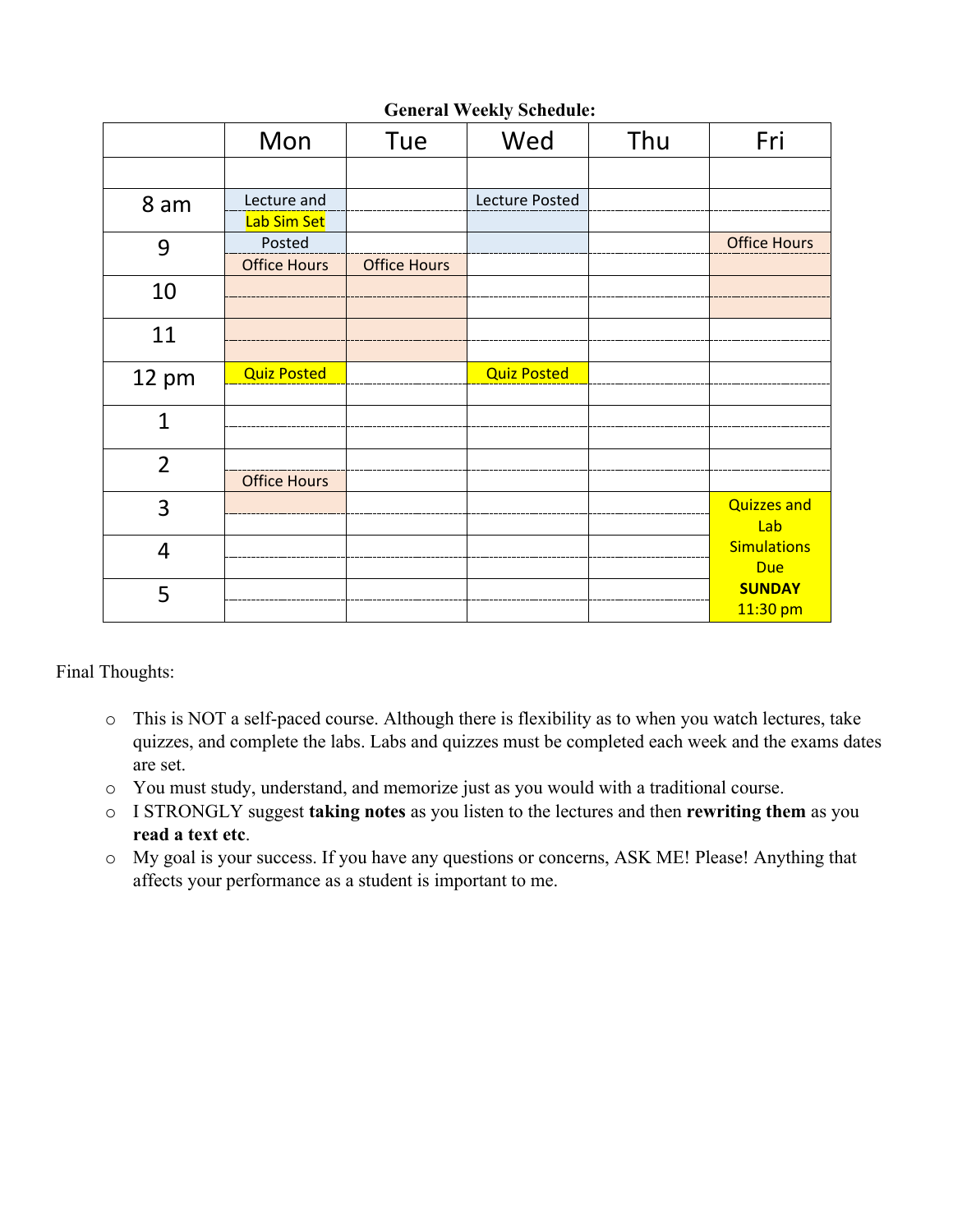**General Weekly Schedule:**

| | Mon | Tue | Wed | Thu | Fri |
|---|---|---|---|---|---|
| | | | | | |
| 8 am | Lecture and Lab Sim Set | | Lecture Posted | | |
| 9 | Posted / Office Hours | Office Hours | | | Office Hours |
| 10 | | | | | |
| 11 | | | | | |
| 12 pm | Quiz Posted | | Quiz Posted | | |
| 1 | | | | | |
| 2 | Office Hours | | | | |
| 3 | | | | | Quizzes and Lab Simulations Due **SUNDAY** 11:30 pm |
| 4 | | | | | |
| 5 | | | | | |

Final Thoughts:

- This is NOT a self-paced course. Although there is flexibility as to when you watch lectures, take quizzes, and complete the labs. Labs and quizzes must be completed each week and the exams dates are set.
- You must study, understand, and memorize just as you would with a traditional course.
- I STRONGLY suggest **taking notes** as you listen to the lectures and then **rewriting them** as you **read a text etc**.
- My goal is your success. If you have any questions or concerns, ASK ME! Please! Anything that affects your performance as a student is important to me.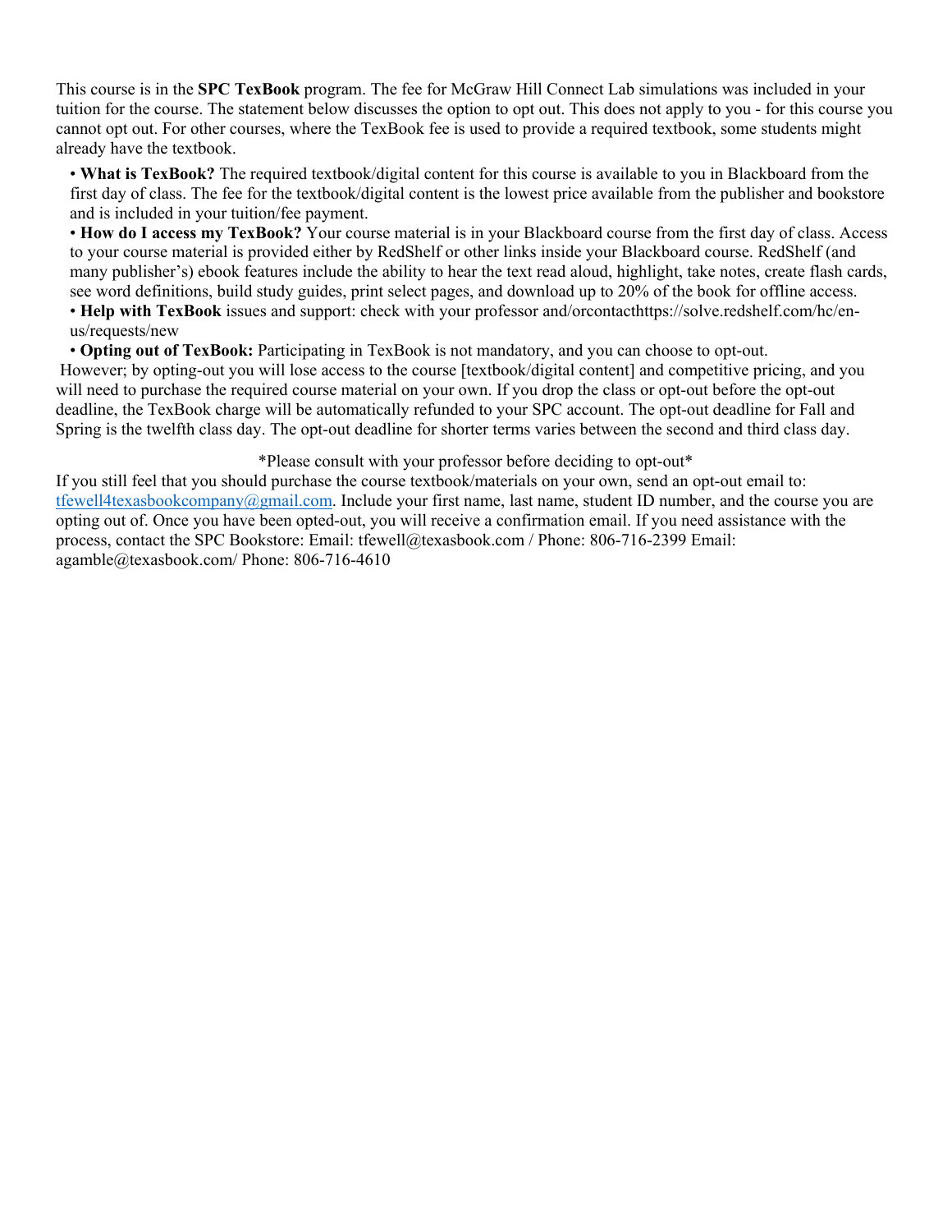This course is in the **SPC TexBook** program. The fee for McGraw Hill Connect Lab simulations was included in your tuition for the course. The statement below discusses the option to opt out. This does not apply to you - for this course you cannot opt out. For other courses, where the TexBook fee is used to provide a required textbook, some students might already have the textbook.

- **What is TexBook?** The required textbook/digital content for this course is available to you in Blackboard from the first day of class. The fee for the textbook/digital content is the lowest price available from the publisher and bookstore and is included in your tuition/fee payment.
- **How do I access my TexBook?** Your course material is in your Blackboard course from the first day of class. Access to your course material is provided either by RedShelf or other links inside your Blackboard course. RedShelf (and many publisher's) ebook features include the ability to hear the text read aloud, highlight, take notes, create flash cards, see word definitions, build study guides, print select pages, and download up to 20% of the book for offline access.
- **Help with TexBook** issues and support: check with your professor and/orcontacthttps://solve.redshelf.com/hc/en-us/requests/new
- **Opting out of TexBook:** Participating in TexBook is not mandatory, and you can choose to opt-out.

However; by opting-out you will lose access to the course [textbook/digital content] and competitive pricing, and you will need to purchase the required course material on your own. If you drop the class or opt-out before the opt-out deadline, the TexBook charge will be automatically refunded to your SPC account. The opt-out deadline for Fall and Spring is the twelfth class day. The opt-out deadline for shorter terms varies between the second and third class day.

*Please consult with your professor before deciding to opt-out*

If you still feel that you should purchase the course textbook/materials on your own, send an opt-out email to: tfewell4texasbookcompany@gmail.com. Include your first name, last name, student ID number, and the course you are opting out of. Once you have been opted-out, you will receive a confirmation email. If you need assistance with the process, contact the SPC Bookstore: Email: tfewell@texasbook.com / Phone: 806-716-2399 Email: agamble@texasbook.com/ Phone: 806-716-4610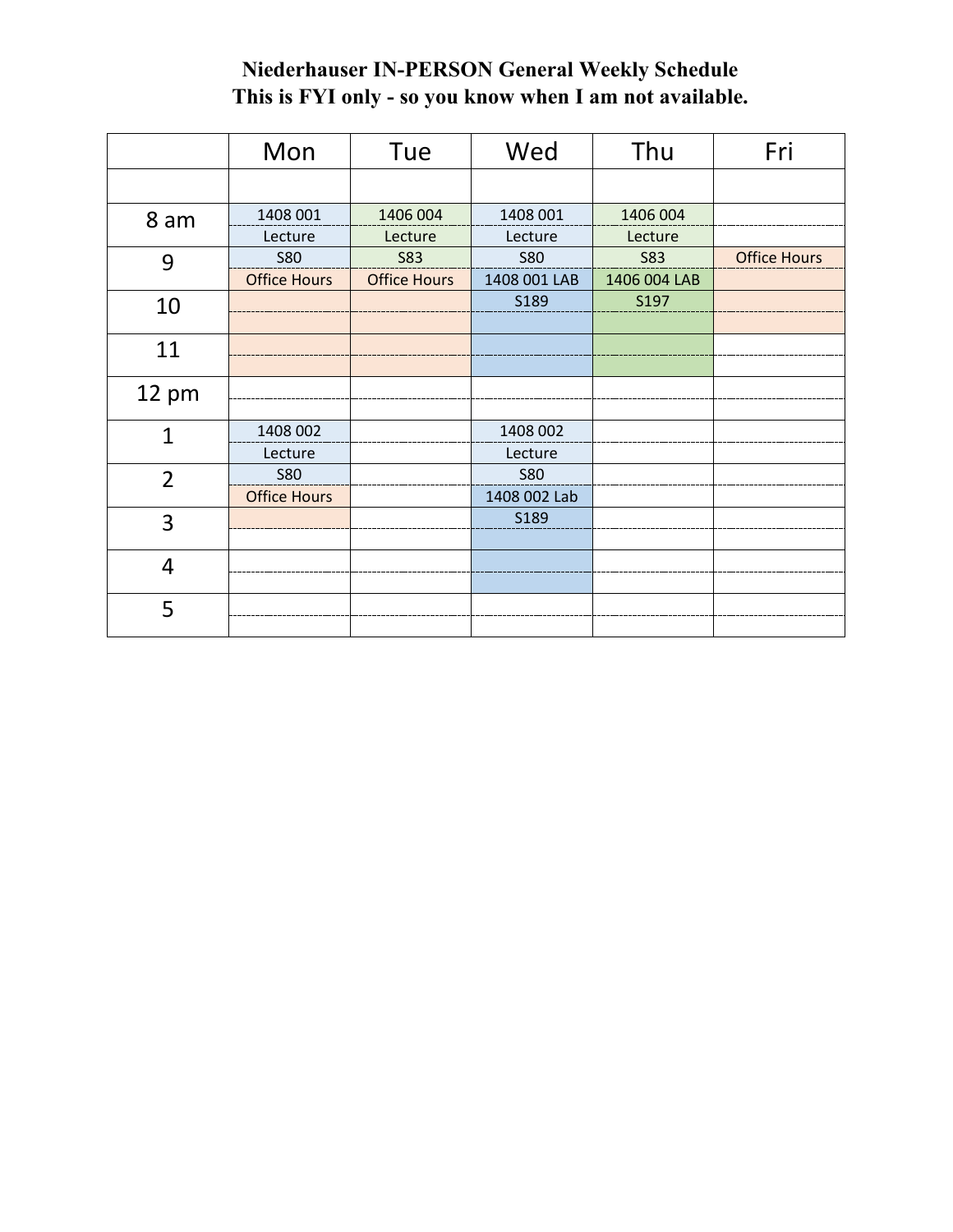**Niederhauser IN-PERSON General Weekly Schedule**
**This is FYI only - so you know when I am not available.**

| | Mon | Tue | Wed | Thu | Fri |
|---|---|---|---|---|---|
| | | | | | |
| 8 am | 1408 001 | 1406 004 | 1408 001 | 1406 004 | |
| | Lecture | Lecture | Lecture | Lecture | |
| 9 | S80 | S83 | S80 | S83 | Office Hours |
| | Office Hours | Office Hours | 1408 001 LAB | 1406 004 LAB | |
| 10 | | | S189 | S197 | |
| | | | | | |
| 11 | | | | | |
| | | | | | |
| 12 pm | | | | | |
| | | | | | |
| 1 | 1408 002 | | 1408 002 | | |
| | Lecture | | Lecture | | |
| 2 | S80 | | S80 | | |
| | Office Hours | | 1408 002 Lab | | |
| 3 | | | S189 | | |
| | | | | | |
| 4 | | | | | |
| | | | | | |
| 5 | | | | | |
| | | | | | |